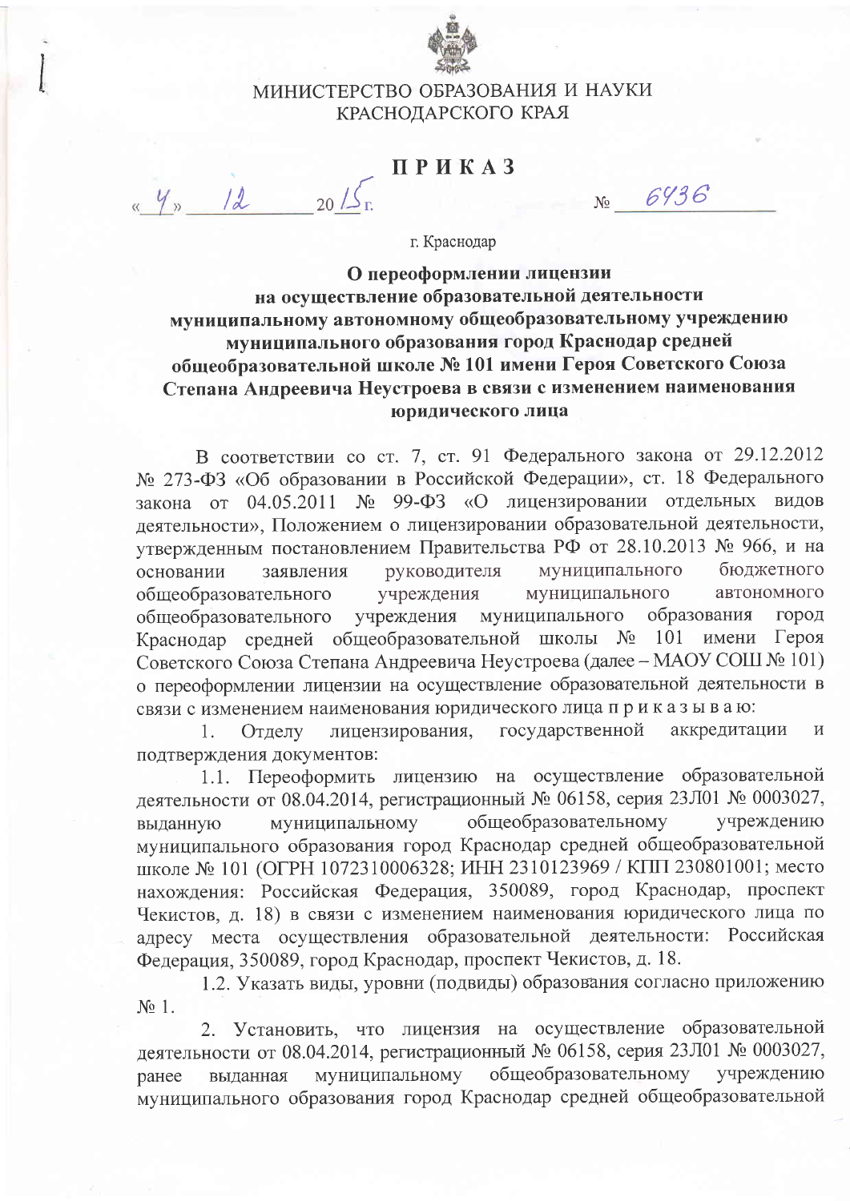МИНИСТЕРСТВО ОБРАЗОВАНИЯ И НАУКИ
КРАСНОДАРСКОГО КРАЯ

# ПРИКАЗ

«4» 12 2015 г. № 6436

г. Краснодар

**О переоформлении лицензии на осуществление образовательной деятельности муниципальному автономному общеобразовательному учреждению муниципального образования город Краснодар средней общеобразовательной школе № 101 имени Героя Советского Союза Степана Андреевича Неустроева в связи с изменением наименования юридического лица**

В соответствии со ст. 7, ст. 91 Федерального закона от 29.12.2012 № 273-ФЗ «Об образовании в Российской Федерации», ст. 18 Федерального закона от 04.05.2011 № 99-ФЗ «О лицензировании отдельных видов деятельности», Положением о лицензировании образовательной деятельности, утвержденным постановлением Правительства РФ от 28.10.2013 № 966, и на основании заявления руководителя муниципального бюджетного общеобразовательного учреждения муниципального автономного общеобразовательного учреждения муниципального образования город Краснодар средней общеобразовательной школы № 101 имени Героя Советского Союза Степана Андреевича Неустроева (далее – МАОУ СОШ № 101) о переоформлении лицензии на осуществление образовательной деятельности в связи с изменением наименования юридического лица п р и к а з ы в а ю:

1. Отделу лицензирования, государственной аккредитации и подтверждения документов:

1.1. Переоформить лицензию на осуществление образовательной деятельности от 08.04.2014, регистрационный № 06158, серия 23Л01 № 0003027, выданную муниципальному общеобразовательному учреждению муниципального образования город Краснодар средней общеобразовательной школе № 101 (ОГРН 1072310006328; ИНН 2310123969 / КПП 230801001; место нахождения: Российская Федерация, 350089, город Краснодар, проспект Чекистов, д. 18) в связи с изменением наименования юридического лица по адресу места осуществления образовательной деятельности: Российская Федерация, 350089, город Краснодар, проспект Чекистов, д. 18.

1.2. Указать виды, уровни (подвиды) образования согласно приложению № 1.

2. Установить, что лицензия на осуществление образовательной деятельности от 08.04.2014, регистрационный № 06158, серия 23Л01 № 0003027, ранее выданная муниципальному общеобразовательному учреждению муниципального образования город Краснодар средней общеобразовательной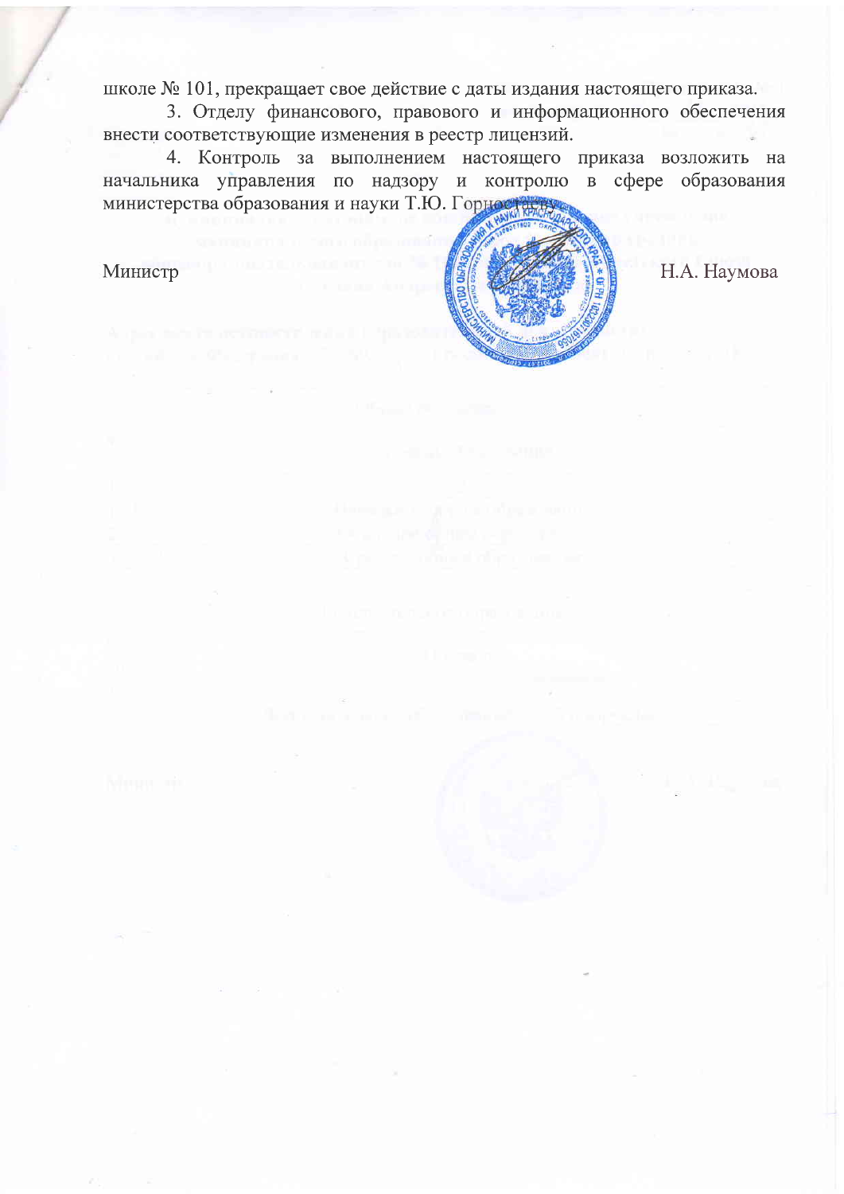школе № 101, прекращает свое действие с даты издания настоящего приказа.

3. Отделу финансового, правового и информационного обеспечения внести соответствующие изменения в реестр лицензий.

4. Контроль за выполнением настоящего приказа возложить на начальника управления по надзору и контролю в сфере образования министерства образования и науки Т.Ю. Горностаеву.

Министр Н.А. Наумова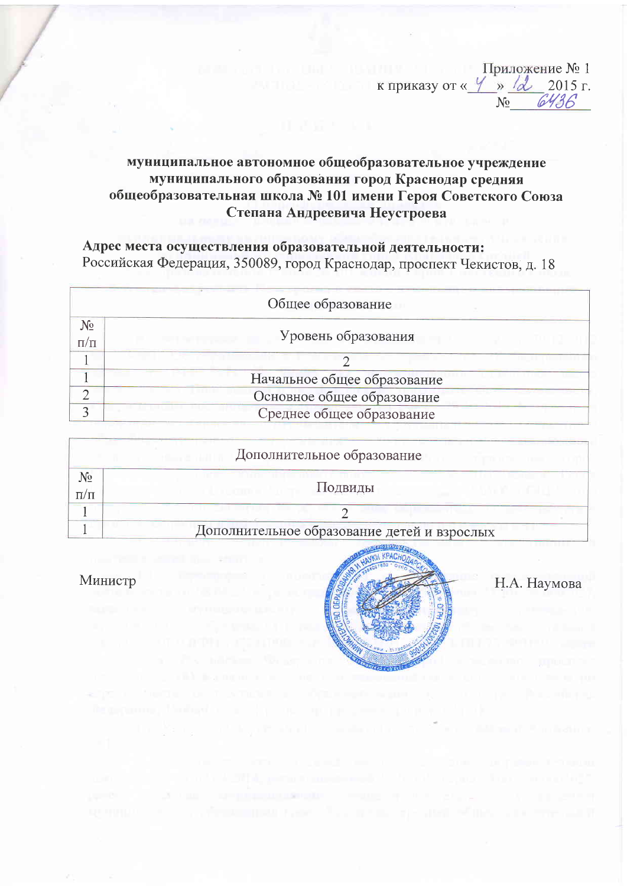Приложение № 1
к приказу от «4» 12 2015 г.
№ 6436

**муниципальное автономное общеобразовательное учреждение муниципального образования город Краснодар средняя общеобразовательная школа № 101 имени Героя Советского Союза Степана Андреевича Неустроева**

**Адрес места осуществления образовательной деятельности:**
Российская Федерация, 350089, город Краснодар, проспект Чекистов, д. 18

| Общее образование | |
|---|---|
| № п/п | Уровень образования |
| 1 | 2 |
| 1 | Начальное общее образование |
| 2 | Основное общее образование |
| 3 | Среднее общее образование |

| Дополнительное образование | |
|---|---|
| № п/п | Подвиды |
| 1 | 2 |
| 1 | Дополнительное образование детей и взрослых |

Министр Н.А. Наумова